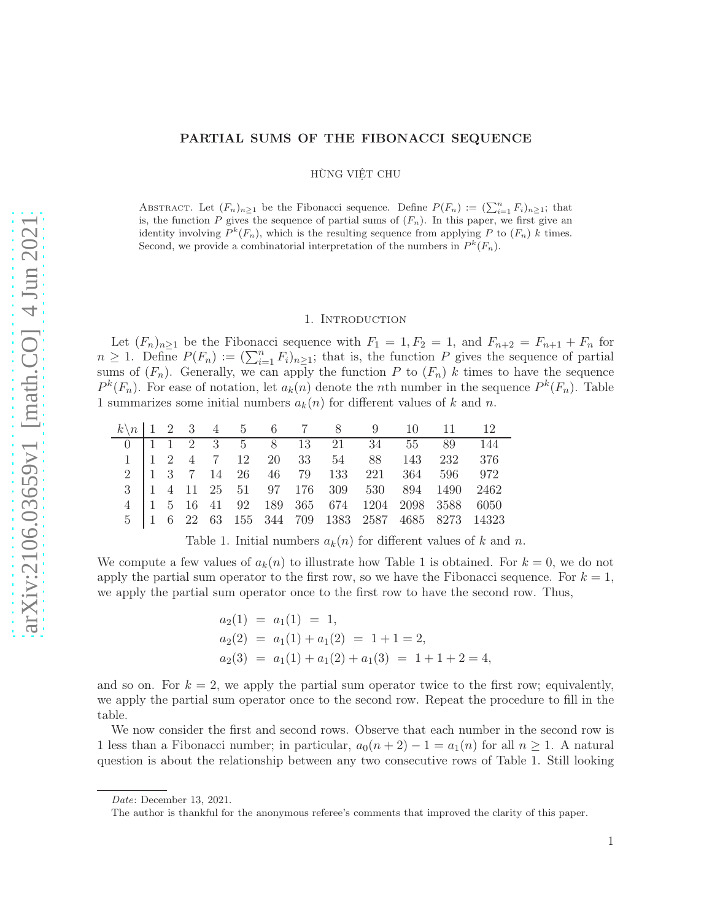# PARTIAL SUMS OF THE FIBONACCI SEQUENCE

HÙNG VIỆT CHU

Abstract. Let $(F_n)_{n\ge 1}$ be the Fibonacci sequence. Define $P(F_n) := (\sum_{i=1}^n F_i)_{n\ge 1}$; that is, the function $P$ gives the sequence of partial sums of $(F_n)$. In this paper, we first give an identity involving $P^k(F_n)$, which is the resulting sequence from applying $P$ to $(F_n)$ $k$ times. Second, we provide a combinatorial interpretation of the numbers in $P^k(F_n)$.

## 1. Introduction

Let $(F_n)_{n\ge 1}$ be the Fibonacci sequence with $F_1 = 1, F_2 = 1$, and $F_{n+2} = F_{n+1} + F_n$ for $n \ge 1$. Define $P(F_n) := (\sum_{i=1}^n F_i)_{n\ge 1}$; that is, the function $P$ gives the sequence of partial sums of $(F_n)$. Generally, we can apply the function $P$ to $(F_n)$ $k$ times to have the sequence $P^k(F_n)$. For ease of notation, let $a_k(n)$ denote the $n$th number in the sequence $P^k(F_n)$. Table 1 summarizes some initial numbers $a_k(n)$ for different values of $k$ and $n$.

| $k\backslash n$ | 1 | 2 | 3 | 4 | 5 | 6 | 7 | 8 | 9 | 10 | 11 | 12 |
|---|---|---|---|---|---|---|---|---|---|---|---|---|
| 0 | 1 | 1 | 2 | 3 | 5 | 8 | 13 | 21 | 34 | 55 | 89 | 144 |
| 1 | 1 | 2 | 4 | 7 | 12 | 20 | 33 | 54 | 88 | 143 | 232 | 376 |
| 2 | 1 | 3 | 7 | 14 | 26 | 46 | 79 | 133 | 221 | 364 | 596 | 972 |
| 3 | 1 | 4 | 11 | 25 | 51 | 97 | 176 | 309 | 530 | 894 | 1490 | 2462 |
| 4 | 1 | 5 | 16 | 41 | 92 | 189 | 365 | 674 | 1204 | 2098 | 3588 | 6050 |
| 5 | 1 | 6 | 22 | 63 | 155 | 344 | 709 | 1383 | 2587 | 4685 | 8273 | 14323 |

Table 1. Initial numbers $a_k(n)$ for different values of $k$ and $n$.

We compute a few values of $a_k(n)$ to illustrate how Table 1 is obtained. For $k = 0$, we do not apply the partial sum operator to the first row, so we have the Fibonacci sequence. For $k = 1$, we apply the partial sum operator once to the first row to have the second row. Thus,

$$\begin{aligned} a_2(1) &= a_1(1) = 1, \\ a_2(2) &= a_1(1) + a_1(2) = 1 + 1 = 2, \\ a_2(3) &= a_1(1) + a_1(2) + a_1(3) = 1 + 1 + 2 = 4, \end{aligned}$$

and so on. For $k = 2$, we apply the partial sum operator twice to the first row; equivalently, we apply the partial sum operator once to the second row. Repeat the procedure to fill in the table.

We now consider the first and second rows. Observe that each number in the second row is 1 less than a Fibonacci number; in particular, $a_0(n + 2) - 1 = a_1(n)$ for all $n \ge 1$. A natural question is about the relationship between any two consecutive rows of Table 1. Still looking

*Date*: December 13, 2021.

The author is thankful for the anonymous referee's comments that improved the clarity of this paper.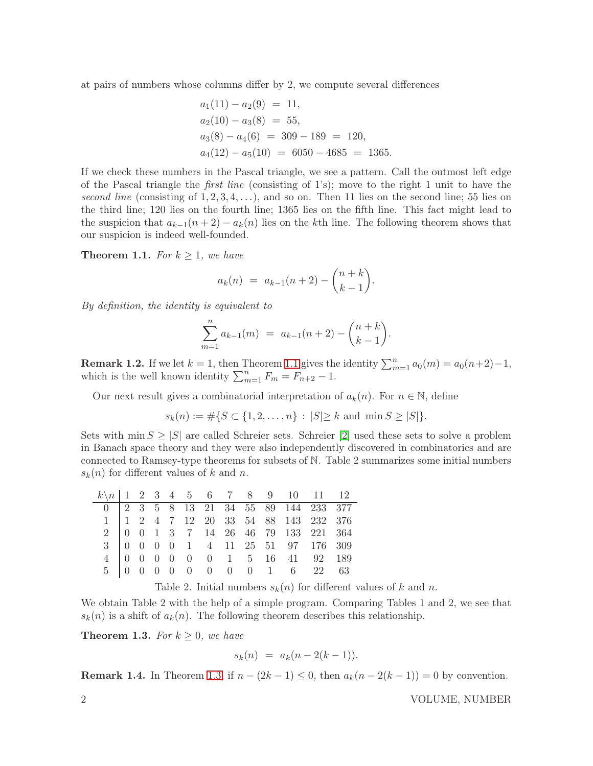at pairs of numbers whose columns differ by 2, we compute several differences

$$
\begin{aligned}
a_1(11) - a_2(9) &= 11, \\
a_2(10) - a_3(8) &= 55, \\
a_3(8) - a_4(6) &= 309 - 189 = 120, \\
a_4(12) - a_5(10) &= 6050 - 4685 = 1365.
\end{aligned}
$$

If we check these numbers in the Pascal triangle, we see a pattern. Call the outmost left edge of the Pascal triangle the *first line* (consisting of 1's); move to the right 1 unit to have the *second line* (consisting of $1, 2, 3, 4, \ldots$), and so on. Then 11 lies on the second line; 55 lies on the third line; 120 lies on the fourth line; 1365 lies on the fifth line. This fact might lead to the suspicion that $a_{k-1}(n+2) - a_k(n)$ lies on the $k$th line. The following theorem shows that our suspicion is indeed well-founded.

**Theorem 1.1.** *For $k \geq 1$, we have*

$$a_k(n) = a_{k-1}(n+2) - \binom{n+k}{k-1}.$$

*By definition, the identity is equivalent to*

$$\sum_{m=1}^{n} a_{k-1}(m) = a_{k-1}(n+2) - \binom{n+k}{k-1}.$$

**Remark 1.2.** If we let $k = 1$, then Theorem 1.1 gives the identity $\sum_{m=1}^{n} a_0(m) = a_0(n+2) - 1$, which is the well known identity $\sum_{m=1}^{n} F_m = F_{n+2} - 1$.

Our next result gives a combinatorial interpretation of $a_k(n)$. For $n \in \mathbb{N}$, define

$$s_k(n) := \#\{S \subset \{1, 2, \ldots, n\} : |S| \geq k \text{ and } \min S \geq |S|\}.$$

Sets with $\min S \geq |S|$ are called Schreier sets. Schreier [2] used these sets to solve a problem in Banach space theory and they were also independently discovered in combinatorics and are connected to Ramsey-type theorems for subsets of $\mathbb{N}$. Table 2 summarizes some initial numbers $s_k(n)$ for different values of $k$ and $n$.

| $k \backslash n$ | 1 | 2 | 3 | 4 | 5 | 6 | 7 | 8 | 9 | 10 | 11 | 12 |
|---|---|---|---|---|---|---|---|---|---|---|---|---|
| 0 | 2 | 3 | 5 | 8 | 13 | 21 | 34 | 55 | 89 | 144 | 233 | 377 |
| 1 | 1 | 2 | 4 | 7 | 12 | 20 | 33 | 54 | 88 | 143 | 232 | 376 |
| 2 | 0 | 0 | 1 | 3 | 7 | 14 | 26 | 46 | 79 | 133 | 221 | 364 |
| 3 | 0 | 0 | 0 | 0 | 1 | 4 | 11 | 25 | 51 | 97 | 176 | 309 |
| 4 | 0 | 0 | 0 | 0 | 0 | 0 | 1 | 5 | 16 | 41 | 92 | 189 |
| 5 | 0 | 0 | 0 | 0 | 0 | 0 | 0 | 0 | 1 | 6 | 22 | 63 |

Table 2. Initial numbers $s_k(n)$ for different values of $k$ and $n$.

We obtain Table 2 with the help of a simple program. Comparing Tables 1 and 2, we see that $s_k(n)$ is a shift of $a_k(n)$. The following theorem describes this relationship.

**Theorem 1.3.** *For $k \geq 0$, we have*

$$s_k(n) = a_k(n - 2(k-1)).$$

**Remark 1.4.** In Theorem 1.3, if $n - (2k-1) \leq 0$, then $a_k(n - 2(k-1)) = 0$ by convention.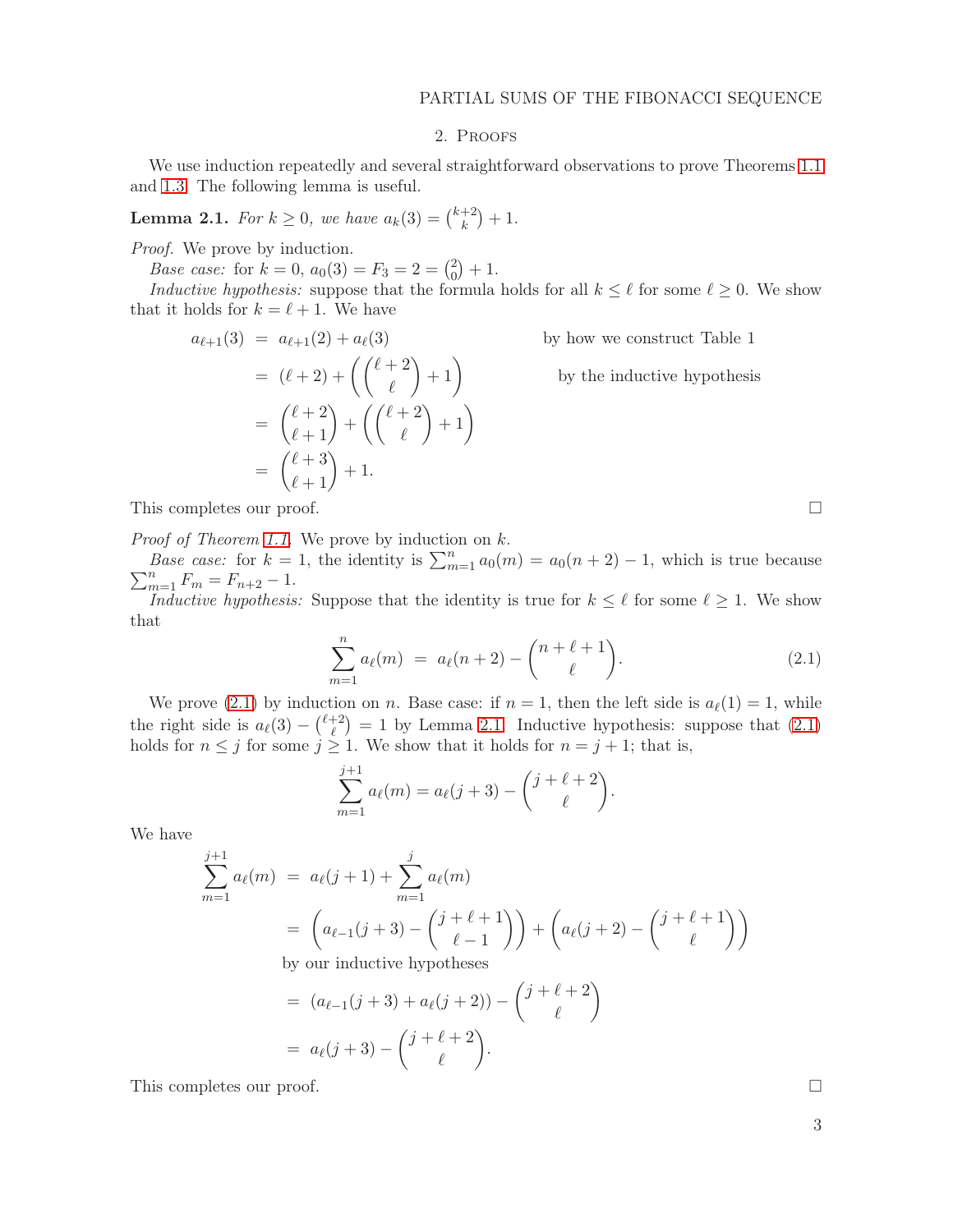## 2. Proofs

We use induction repeatedly and several straightforward observations to prove Theorems 1.1 and 1.3. The following lemma is useful.

**Lemma 2.1.** *For $k \geq 0$, we have $a_k(3) = \binom{k+2}{k} + 1$.*

*Proof.* We prove by induction.

*Base case:* for $k = 0$, $a_0(3) = F_3 = 2 = \binom{2}{0} + 1$.

*Inductive hypothesis:* suppose that the formula holds for all $k \leq \ell$ for some $\ell \geq 0$. We show that it holds for $k = \ell + 1$. We have

$$\begin{aligned}
a_{\ell+1}(3) &= a_{\ell+1}(2) + a_\ell(3) && \text{by how we construct Table 1} \\
&= (\ell+2) + \left(\binom{\ell+2}{\ell} + 1\right) && \text{by the inductive hypothesis} \\
&= \binom{\ell+2}{\ell+1} + \left(\binom{\ell+2}{\ell} + 1\right) \\
&= \binom{\ell+3}{\ell+1} + 1.
\end{aligned}$$

This completes our proof. □

*Proof of Theorem 1.1.* We prove by induction on $k$.

*Base case:* for $k = 1$, the identity is $\sum_{m=1}^{n} a_0(m) = a_0(n+2) - 1$, which is true because $\sum_{m=1}^{n} F_m = F_{n+2} - 1$.

*Inductive hypothesis:* Suppose that the identity is true for $k \leq \ell$ for some $\ell \geq 1$. We show that

$$\sum_{m=1}^{n} a_\ell(m) = a_\ell(n+2) - \binom{n+\ell+1}{\ell}. \tag{2.1}$$

We prove (2.1) by induction on $n$. Base case: if $n = 1$, then the left side is $a_\ell(1) = 1$, while the right side is $a_\ell(3) - \binom{\ell+2}{\ell} = 1$ by Lemma 2.1. Inductive hypothesis: suppose that (2.1) holds for $n \leq j$ for some $j \geq 1$. We show that it holds for $n = j + 1$; that is,

$$\sum_{m=1}^{j+1} a_\ell(m) = a_\ell(j+3) - \binom{j+\ell+2}{\ell}.$$

We have

$$\begin{aligned}
\sum_{m=1}^{j+1} a_\ell(m) &= a_\ell(j+1) + \sum_{m=1}^{j} a_\ell(m) \\
&= \left(a_{\ell-1}(j+3) - \binom{j+\ell+1}{\ell-1}\right) + \left(a_\ell(j+2) - \binom{j+\ell+1}{\ell}\right) \\
&\quad \text{by our inductive hypotheses} \\
&= (a_{\ell-1}(j+3) + a_\ell(j+2)) - \binom{j+\ell+2}{\ell} \\
&= a_\ell(j+3) - \binom{j+\ell+2}{\ell}.
\end{aligned}$$

This completes our proof. □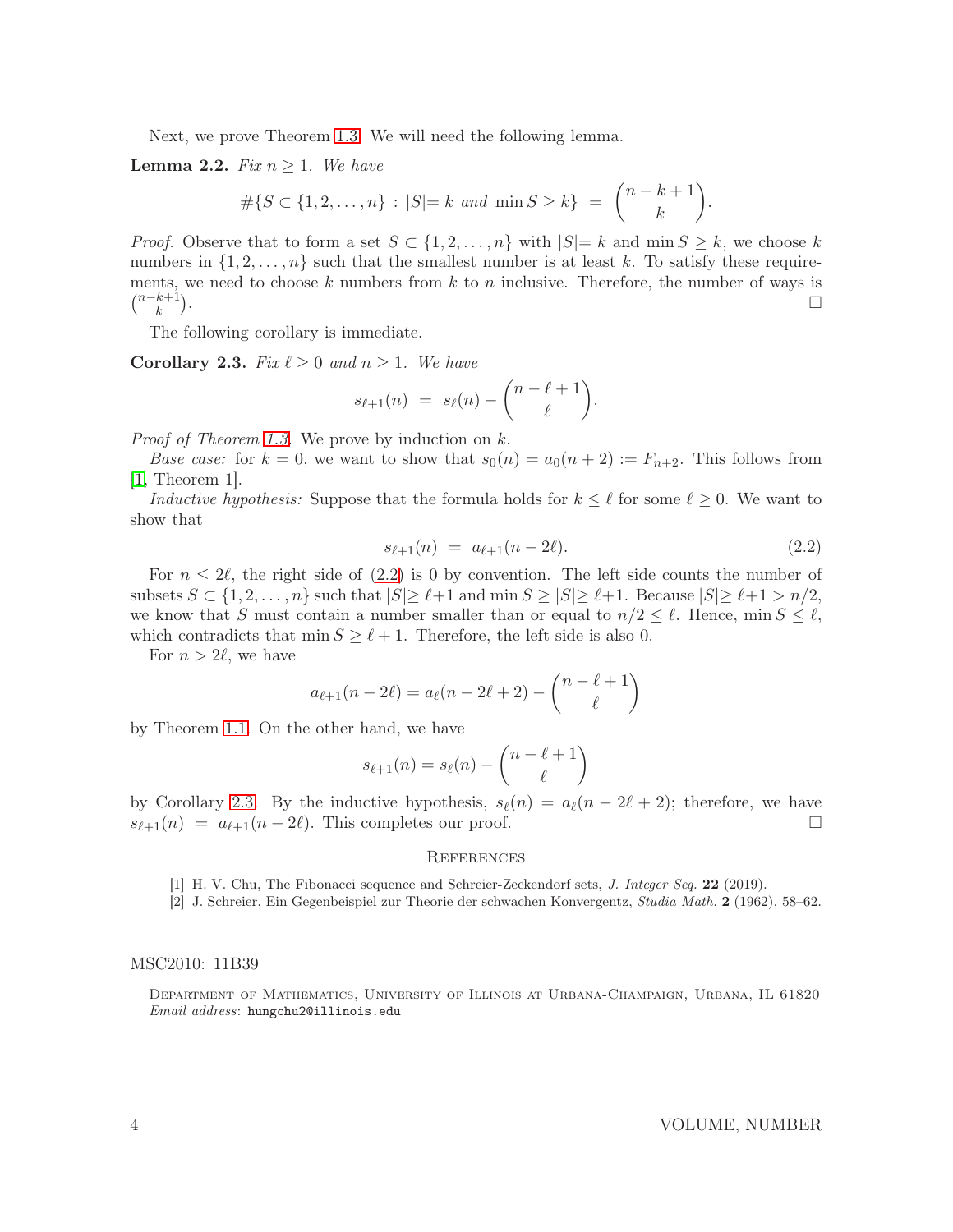Next, we prove Theorem 1.3. We will need the following lemma.

**Lemma 2.2.** *Fix $n \geq 1$. We have*

$$\#\{S \subset \{1, 2, \ldots, n\} : |S| = k \text{ and } \min S \geq k\} \ = \ \binom{n-k+1}{k}.$$

*Proof.* Observe that to form a set $S \subset \{1, 2, \ldots, n\}$ with $|S| = k$ and $\min S \geq k$, we choose $k$ numbers in $\{1, 2, \ldots, n\}$ such that the smallest number is at least $k$. To satisfy these requirements, we need to choose $k$ numbers from $k$ to $n$ inclusive. Therefore, the number of ways is $\binom{n-k+1}{k}$. □

The following corollary is immediate.

**Corollary 2.3.** *Fix $\ell \geq 0$ and $n \geq 1$. We have*

$$s_{\ell+1}(n) \ = \ s_\ell(n) - \binom{n-\ell+1}{\ell}.$$

*Proof of Theorem 1.3.* We prove by induction on $k$.

*Base case:* for $k = 0$, we want to show that $s_0(n) = a_0(n+2) := F_{n+2}$. This follows from [1, Theorem 1].

*Inductive hypothesis:* Suppose that the formula holds for $k \leq \ell$ for some $\ell \geq 0$. We want to show that

$$s_{\ell+1}(n) \ = \ a_{\ell+1}(n - 2\ell). \tag{2.2}$$

For $n \leq 2\ell$, the right side of (2.2) is 0 by convention. The left side counts the number of subsets $S \subset \{1, 2, \ldots, n\}$ such that $|S| \geq \ell+1$ and $\min S \geq |S| \geq \ell+1$. Because $|S| \geq \ell+1 > n/2$, we know that $S$ must contain a number smaller than or equal to $n/2 \leq \ell$. Hence, $\min S \leq \ell$, which contradicts that $\min S \geq \ell + 1$. Therefore, the left side is also 0.

For $n > 2\ell$, we have

$$a_{\ell+1}(n - 2\ell) = a_\ell(n - 2\ell + 2) - \binom{n-\ell+1}{\ell}$$

by Theorem 1.1. On the other hand, we have

$$s_{\ell+1}(n) = s_\ell(n) - \binom{n-\ell+1}{\ell}$$

by Corollary 2.3. By the inductive hypothesis, $s_\ell(n) = a_\ell(n - 2\ell + 2)$; therefore, we have $s_{\ell+1}(n) = a_{\ell+1}(n - 2\ell)$. This completes our proof. □

## References

[1] H. V. Chu, The Fibonacci sequence and Schreier-Zeckendorf sets, *J. Integer Seq.* **22** (2019).

[2] J. Schreier, Ein Gegenbeispiel zur Theorie der schwachen Konvergentz, *Studia Math.* **2** (1962), 58–62.

MSC2010: 11B39

Department of Mathematics, University of Illinois at Urbana-Champaign, Urbana, IL 61820
*Email address*: hungchu2@illinois.edu